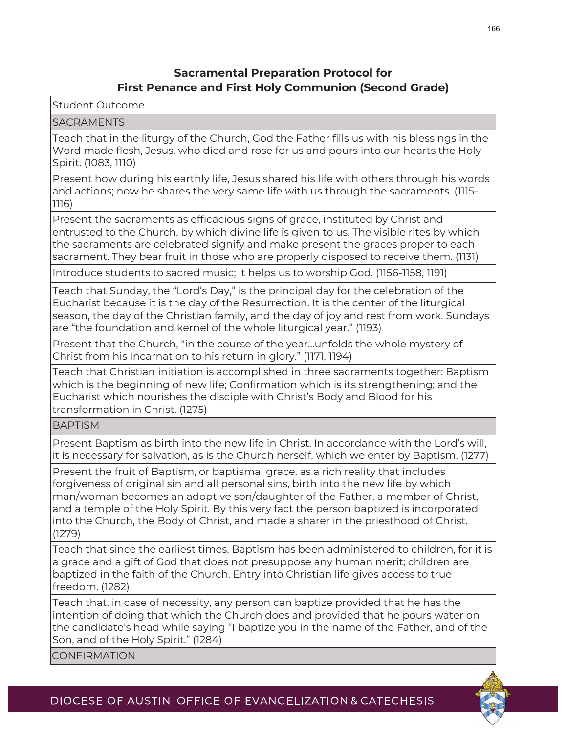## Sacramental Preparation Protocol for First Penance and First Holy Communion (Second Grade)

| Student Outcome |
|---|
| SACRAMENTS |
| Teach that in the liturgy of the Church, God the Father fills us with his blessings in the Word made flesh, Jesus, who died and rose for us and pours into our hearts the Holy Spirit. (1083, 1110) |
| Present how during his earthly life, Jesus shared his life with others through his words and actions; now he shares the very same life with us through the sacraments. (1115-1116) |
| Present the sacraments as efficacious signs of grace, instituted by Christ and entrusted to the Church, by which divine life is given to us. The visible rites by which the sacraments are celebrated signify and make present the graces proper to each sacrament. They bear fruit in those who are properly disposed to receive them. (1131) |
| Introduce students to sacred music; it helps us to worship God. (1156-1158, 1191) |
| Teach that Sunday, the "Lord's Day," is the principal day for the celebration of the Eucharist because it is the day of the Resurrection. It is the center of the liturgical season, the day of the Christian family, and the day of joy and rest from work. Sundays are "the foundation and kernel of the whole liturgical year." (1193) |
| Present that the Church, "in the course of the year…unfolds the whole mystery of Christ from his Incarnation to his return in glory." (1171, 1194) |
| Teach that Christian initiation is accomplished in three sacraments together: Baptism which is the beginning of new life; Confirmation which is its strengthening; and the Eucharist which nourishes the disciple with Christ's Body and Blood for his transformation in Christ. (1275) |
| BAPTISM |
| Present Baptism as birth into the new life in Christ. In accordance with the Lord's will, it is necessary for salvation, as is the Church herself, which we enter by Baptism. (1277) |
| Present the fruit of Baptism, or baptismal grace, as a rich reality that includes forgiveness of original sin and all personal sins, birth into the new life by which man/woman becomes an adoptive son/daughter of the Father, a member of Christ, and a temple of the Holy Spirit. By this very fact the person baptized is incorporated into the Church, the Body of Christ, and made a sharer in the priesthood of Christ. (1279) |
| Teach that since the earliest times, Baptism has been administered to children, for it is a grace and a gift of God that does not presuppose any human merit; children are baptized in the faith of the Church. Entry into Christian life gives access to true freedom. (1282) |
| Teach that, in case of necessity, any person can baptize provided that he has the intention of doing that which the Church does and provided that he pours water on the candidate's head while saying "I baptize you in the name of the Father, and of the Son, and of the Holy Spirit." (1284) |
| CONFIRMATION |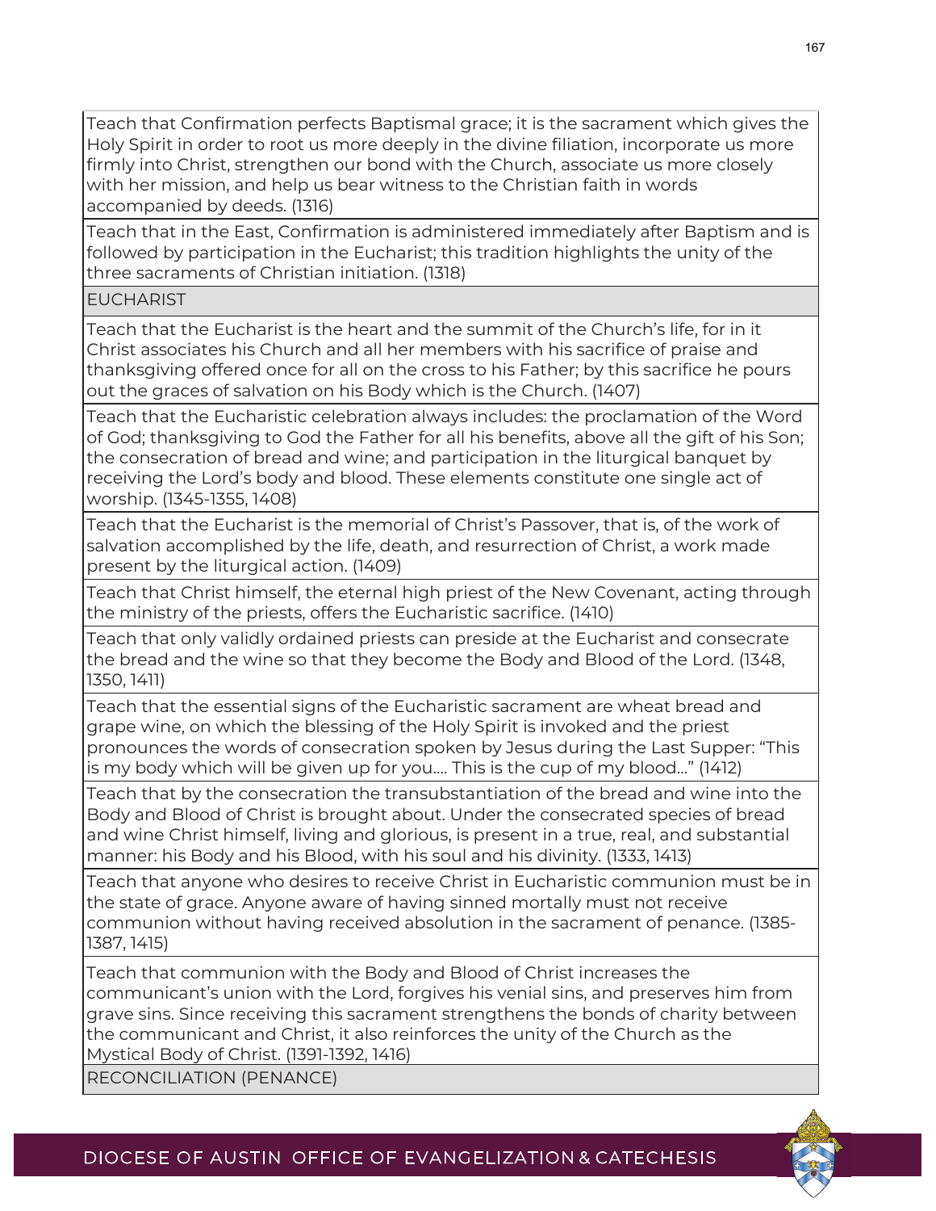| |
|---|
| Teach that Confirmation perfects Baptismal grace; it is the sacrament which gives the Holy Spirit in order to root us more deeply in the divine filiation, incorporate us more firmly into Christ, strengthen our bond with the Church, associate us more closely with her mission, and help us bear witness to the Christian faith in words accompanied by deeds. (1316) |
| Teach that in the East, Confirmation is administered immediately after Baptism and is followed by participation in the Eucharist; this tradition highlights the unity of the three sacraments of Christian initiation. (1318) |
| EUCHARIST |
| Teach that the Eucharist is the heart and the summit of the Church's life, for in it Christ associates his Church and all her members with his sacrifice of praise and thanksgiving offered once for all on the cross to his Father; by this sacrifice he pours out the graces of salvation on his Body which is the Church. (1407) |
| Teach that the Eucharistic celebration always includes: the proclamation of the Word of God; thanksgiving to God the Father for all his benefits, above all the gift of his Son; the consecration of bread and wine; and participation in the liturgical banquet by receiving the Lord's body and blood. These elements constitute one single act of worship. (1345-1355, 1408) |
| Teach that the Eucharist is the memorial of Christ's Passover, that is, of the work of salvation accomplished by the life, death, and resurrection of Christ, a work made present by the liturgical action. (1409) |
| Teach that Christ himself, the eternal high priest of the New Covenant, acting through the ministry of the priests, offers the Eucharistic sacrifice. (1410) |
| Teach that only validly ordained priests can preside at the Eucharist and consecrate the bread and the wine so that they become the Body and Blood of the Lord. (1348, 1350, 1411) |
| Teach that the essential signs of the Eucharistic sacrament are wheat bread and grape wine, on which the blessing of the Holy Spirit is invoked and the priest pronounces the words of consecration spoken by Jesus during the Last Supper: "This is my body which will be given up for you.... This is the cup of my blood..." (1412) |
| Teach that by the consecration the transubstantiation of the bread and wine into the Body and Blood of Christ is brought about. Under the consecrated species of bread and wine Christ himself, living and glorious, is present in a true, real, and substantial manner: his Body and his Blood, with his soul and his divinity. (1333, 1413) |
| Teach that anyone who desires to receive Christ in Eucharistic communion must be in the state of grace. Anyone aware of having sinned mortally must not receive communion without having received absolution in the sacrament of penance. (1385-1387, 1415) |
| Teach that communion with the Body and Blood of Christ increases the communicant's union with the Lord, forgives his venial sins, and preserves him from grave sins. Since receiving this sacrament strengthens the bonds of charity between the communicant and Christ, it also reinforces the unity of the Church as the Mystical Body of Christ. (1391-1392, 1416) |
| RECONCILIATION (PENANCE) |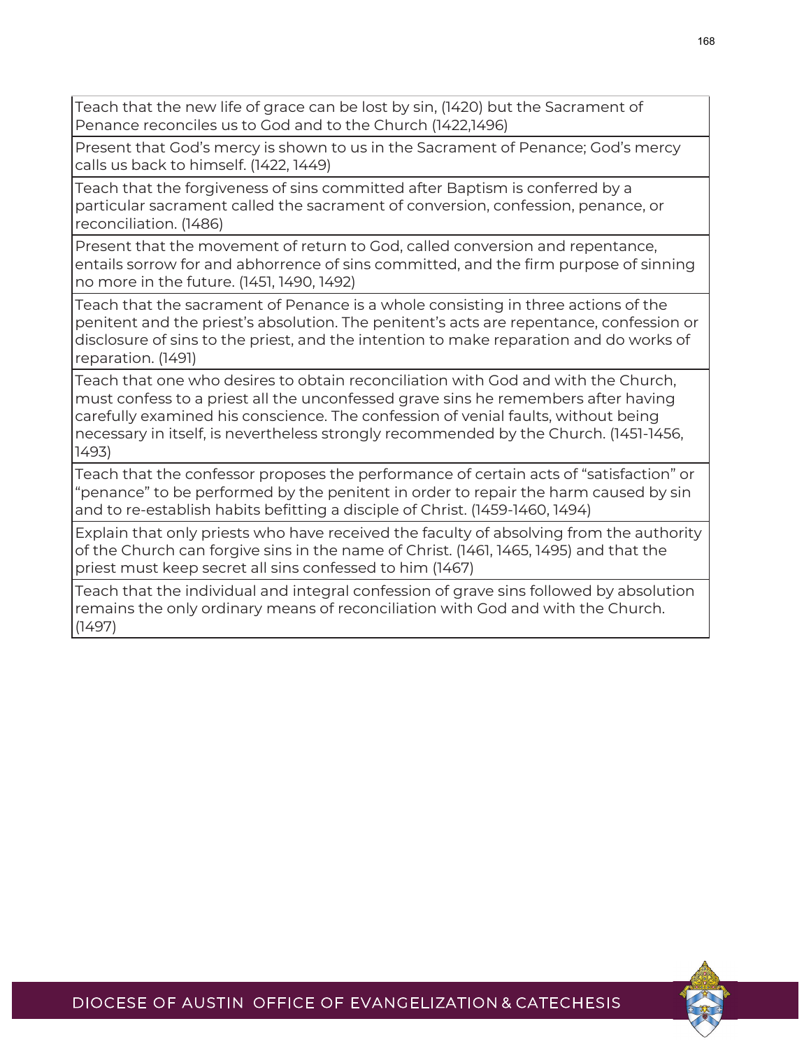| |
|---|
| Teach that the new life of grace can be lost by sin, (1420) but the Sacrament of Penance reconciles us to God and to the Church (1422,1496) |
| Present that God's mercy is shown to us in the Sacrament of Penance; God's mercy calls us back to himself. (1422, 1449) |
| Teach that the forgiveness of sins committed after Baptism is conferred by a particular sacrament called the sacrament of conversion, confession, penance, or reconciliation. (1486) |
| Present that the movement of return to God, called conversion and repentance, entails sorrow for and abhorrence of sins committed, and the firm purpose of sinning no more in the future. (1451, 1490, 1492) |
| Teach that the sacrament of Penance is a whole consisting in three actions of the penitent and the priest's absolution. The penitent's acts are repentance, confession or disclosure of sins to the priest, and the intention to make reparation and do works of reparation. (1491) |
| Teach that one who desires to obtain reconciliation with God and with the Church, must confess to a priest all the unconfessed grave sins he remembers after having carefully examined his conscience. The confession of venial faults, without being necessary in itself, is nevertheless strongly recommended by the Church. (1451-1456, 1493) |
| Teach that the confessor proposes the performance of certain acts of "satisfaction" or "penance" to be performed by the penitent in order to repair the harm caused by sin and to re-establish habits befitting a disciple of Christ. (1459-1460, 1494) |
| Explain that only priests who have received the faculty of absolving from the authority of the Church can forgive sins in the name of Christ. (1461, 1465, 1495) and that the priest must keep secret all sins confessed to him (1467) |
| Teach that the individual and integral confession of grave sins followed by absolution remains the only ordinary means of reconciliation with God and with the Church. (1497) |